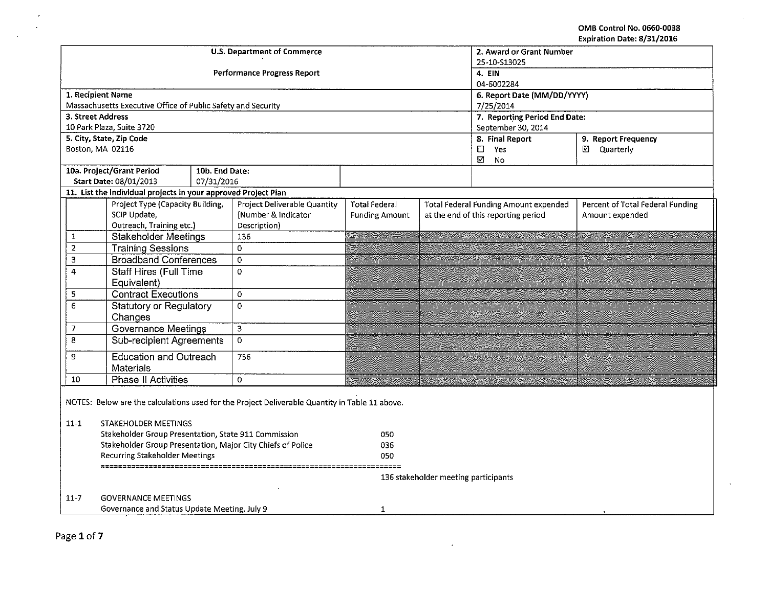OMB Control No. 0660-0038
Expiration Date: 8/31/2016

| U.S. Department of Commerce<br><br>Performance Progress Report | 2. Award or Grant Number<br>25-10-S13025<br>4. EIN<br>04-6002284 | |
|---|---|---|
| 1. Recipient Name<br>Massachusetts Executive Office of Public Safety and Security | 6. Report Date (MM/DD/YYYY)<br>7/25/2014 | |
| 3. Street Address<br>10 Park Plaza, Suite 3720 | 7. Reporting Period End Date:<br>September 30, 2014 | |
| 5. City, State, Zip Code<br>Boston, MA 02116 | 8. Final Report<br>☐ Yes<br>☑ No | 9. Report Frequency<br>☑ Quarterly |
| 10a. Project/Grant Period Start Date: 08/01/2013 &nbsp;&nbsp; 10b. End Date: 07/31/2016 | | |

11. List the individual projects in your approved Project Plan

| | Project Type (Capacity Building, SCIP Update, Outreach, Training etc.) | Project Deliverable Quantity (Number & Indicator Description) | Total Federal Funding Amount | Total Federal Funding Amount expended at the end of this reporting period | Percent of Total Federal Funding Amount expended |
|---|---|---|---|---|---|
| 1 | Stakeholder Meetings | 136 | | | |
| 2 | Training Sessions | 0 | | | |
| 3 | Broadband Conferences | 0 | | | |
| 4 | Staff Hires (Full Time Equivalent) | 0 | | | |
| 5 | Contract Executions | 0 | | | |
| 6 | Statutory or Regulatory Changes | 0 | | | |
| 7 | Governance Meetings | 3 | | | |
| 8 | Sub-recipient Agreements | 0 | | | |
| 9 | Education and Outreach Materials | 756 | | | |
| 10 | Phase II Activities | 0 | | | |

NOTES: Below are the calculations used for the Project Deliverable Quantity in Table 11 above.

11-1 STAKEHOLDER MEETINGS

| | |
|---|---|
| Stakeholder Group Presentation, State 911 Commission | 050 |
| Stakeholder Group Presentation, Major City Chiefs of Police | 036 |
| Recurring Stakeholder Meetings | 050 |
| ================================================================ | |
| | 136 stakeholder meeting participants |

11-7 GOVERNANCE MEETINGS

| | |
|---|---|
| Governance and Status Update Meeting, July 9 | 1 |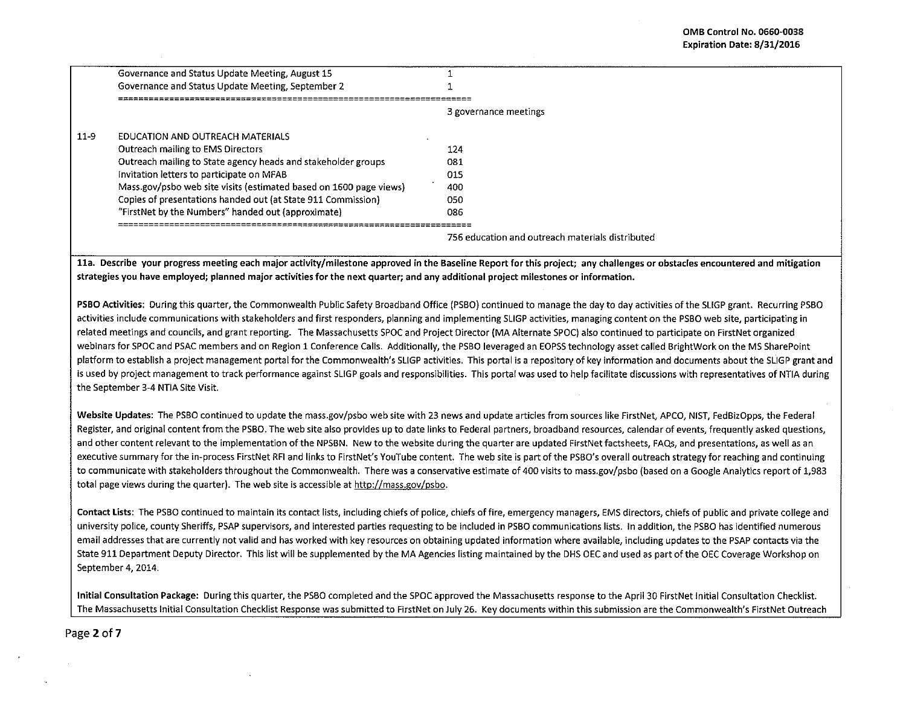| | | |
|---|---|---|
| | Governance and Status Update Meeting, August 15 | 1 |
| | Governance and Status Update Meeting, September 2 | 1 |
| | ==================================================================== | |
| | | 3 governance meetings |
| 11-9 | EDUCATION AND OUTREACH MATERIALS | |
| | Outreach mailing to EMS Directors | 124 |
| | Outreach mailing to State agency heads and stakeholder groups | 081 |
| | Invitation letters to participate on MFAB | 015 |
| | Mass.gov/psbo web site visits (estimated based on 1600 page views) | 400 |
| | Copies of presentations handed out (at State 911 Commission) | 050 |
| | "FirstNet by the Numbers" handed out (approximate) | 086 |
| | ==================================================================== | |
| | | 756 education and outreach materials distributed |

**11a. Describe your progress meeting each major activity/milestone approved in the Baseline Report for this project; any challenges or obstacles encountered and mitigation strategies you have employed; planned major activities for the next quarter; and any additional project milestones or information.**

**PSBO Activities:** During this quarter, the Commonwealth Public Safety Broadband Office (PSBO) continued to manage the day to day activities of the SLIGP grant. Recurring PSBO activities include communications with stakeholders and first responders, planning and implementing SLIGP activities, managing content on the PSBO web site, participating in related meetings and councils, and grant reporting. The Massachusetts SPOC and Project Director (MA Alternate SPOC) also continued to participate on FirstNet organized webinars for SPOC and PSAC members and on Region 1 Conference Calls. Additionally, the PSBO leveraged an EOPSS technology asset called BrightWork on the MS SharePoint platform to establish a project management portal for the Commonwealth's SLIGP activities. This portal is a repository of key information and documents about the SLIGP grant and is used by project management to track performance against SLIGP goals and responsibilities. This portal was used to help facilitate discussions with representatives of NTIA during the September 3-4 NTIA Site Visit.

**Website Updates:** The PSBO continued to update the mass.gov/psbo web site with 23 news and update articles from sources like FirstNet, APCO, NIST, FedBizOpps, the Federal Register, and original content from the PSBO. The web site also provides up to date links to Federal partners, broadband resources, calendar of events, frequently asked questions, and other content relevant to the implementation of the NPSBN. New to the website during the quarter are updated FirstNet factsheets, FAQs, and presentations, as well as an executive summary for the in-process FirstNet RFI and links to FirstNet's YouTube content. The web site is part of the PSBO's overall outreach strategy for reaching and continuing to communicate with stakeholders throughout the Commonwealth. There was a conservative estimate of 400 visits to mass.gov/psbo (based on a Google Analytics report of 1,983 total page views during the quarter). The web site is accessible at http://mass.gov/psbo.

**Contact Lists:** The PSBO continued to maintain its contact lists, including chiefs of police, chiefs of fire, emergency managers, EMS directors, chiefs of public and private college and university police, county Sheriffs, PSAP supervisors, and interested parties requesting to be included in PSBO communications lists. In addition, the PSBO has identified numerous email addresses that are currently not valid and has worked with key resources on obtaining updated information where available, including updates to the PSAP contacts via the State 911 Department Deputy Director. This list will be supplemented by the MA Agencies listing maintained by the DHS OEC and used as part of the OEC Coverage Workshop on September 4, 2014.

**Initial Consultation Package:** During this quarter, the PSBO completed and the SPOC approved the Massachusetts response to the April 30 FirstNet Initial Consultation Checklist. The Massachusetts Initial Consultation Checklist Response was submitted to FirstNet on July 26. Key documents within this submission are the Commonwealth's FirstNet Outreach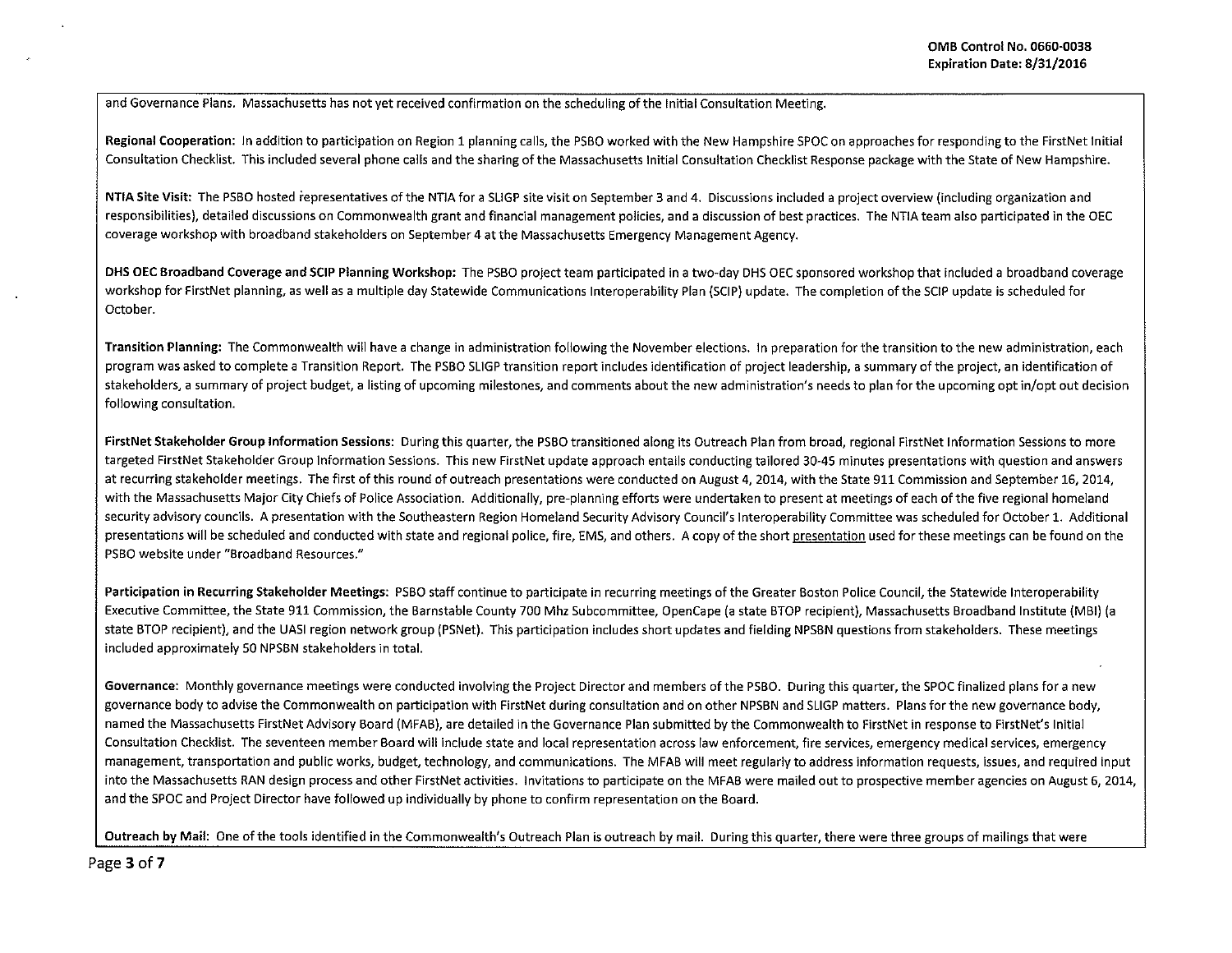and Governance Plans. Massachusetts has not yet received confirmation on the scheduling of the Initial Consultation Meeting.

**Regional Cooperation:** In addition to participation on Region 1 planning calls, the PSBO worked with the New Hampshire SPOC on approaches for responding to the FirstNet Initial Consultation Checklist. This included several phone calls and the sharing of the Massachusetts Initial Consultation Checklist Response package with the State of New Hampshire.

**NTIA Site Visit:** The PSBO hosted representatives of the NTIA for a SLIGP site visit on September 3 and 4. Discussions included a project overview (including organization and responsibilities), detailed discussions on Commonwealth grant and financial management policies, and a discussion of best practices. The NTIA team also participated in the OEC coverage workshop with broadband stakeholders on September 4 at the Massachusetts Emergency Management Agency.

**DHS OEC Broadband Coverage and SCIP Planning Workshop:** The PSBO project team participated in a two-day DHS OEC sponsored workshop that included a broadband coverage workshop for FirstNet planning, as well as a multiple day Statewide Communications Interoperability Plan (SCIP) update. The completion of the SCIP update is scheduled for October.

**Transition Planning:** The Commonwealth will have a change in administration following the November elections. In preparation for the transition to the new administration, each program was asked to complete a Transition Report. The PSBO SLIGP transition report includes identification of project leadership, a summary of the project, an identification of stakeholders, a summary of project budget, a listing of upcoming milestones, and comments about the new administration's needs to plan for the upcoming opt in/opt out decision following consultation.

**FirstNet Stakeholder Group Information Sessions:** During this quarter, the PSBO transitioned along its Outreach Plan from broad, regional FirstNet Information Sessions to more targeted FirstNet Stakeholder Group Information Sessions. This new FirstNet update approach entails conducting tailored 30-45 minutes presentations with question and answers at recurring stakeholder meetings. The first of this round of outreach presentations were conducted on August 4, 2014, with the State 911 Commission and September 16, 2014, with the Massachusetts Major City Chiefs of Police Association. Additionally, pre-planning efforts were undertaken to present at meetings of each of the five regional homeland security advisory councils. A presentation with the Southeastern Region Homeland Security Advisory Council's Interoperability Committee was scheduled for October 1. Additional presentations will be scheduled and conducted with state and regional police, fire, EMS, and others. A copy of the short presentation used for these meetings can be found on the PSBO website under "Broadband Resources."

**Participation in Recurring Stakeholder Meetings:** PSBO staff continue to participate in recurring meetings of the Greater Boston Police Council, the Statewide Interoperability Executive Committee, the State 911 Commission, the Barnstable County 700 Mhz Subcommittee, OpenCape (a state BTOP recipient), Massachusetts Broadband Institute (MBI) (a state BTOP recipient), and the UASI region network group (PSNet). This participation includes short updates and fielding NPSBN questions from stakeholders. These meetings included approximately 50 NPSBN stakeholders in total.

**Governance:** Monthly governance meetings were conducted involving the Project Director and members of the PSBO. During this quarter, the SPOC finalized plans for a new governance body to advise the Commonwealth on participation with FirstNet during consultation and on other NPSBN and SLIGP matters. Plans for the new governance body, named the Massachusetts FirstNet Advisory Board (MFAB), are detailed in the Governance Plan submitted by the Commonwealth to FirstNet in response to FirstNet's Initial Consultation Checklist. The seventeen member Board will include state and local representation across law enforcement, fire services, emergency medical services, emergency management, transportation and public works, budget, technology, and communications. The MFAB will meet regularly to address information requests, issues, and required input into the Massachusetts RAN design process and other FirstNet activities. Invitations to participate on the MFAB were mailed out to prospective member agencies on August 6, 2014, and the SPOC and Project Director have followed up individually by phone to confirm representation on the Board.

**Outreach by Mail:** One of the tools identified in the Commonwealth's Outreach Plan is outreach by mail. During this quarter, there were three groups of mailings that were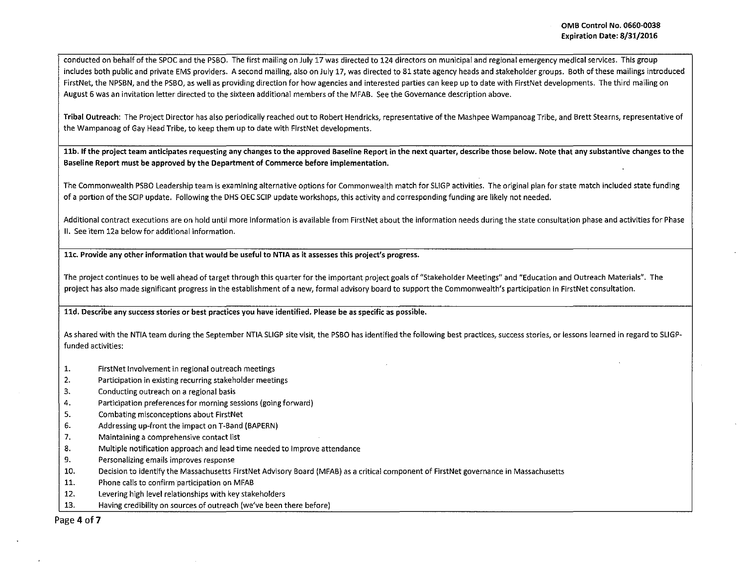conducted on behalf of the SPOC and the PSBO. The first mailing on July 17 was directed to 124 directors on municipal and regional emergency medical services. This group includes both public and private EMS providers. A second mailing, also on July 17, was directed to 81 state agency heads and stakeholder groups. Both of these mailings introduced FirstNet, the NPSBN, and the PSBO, as well as providing direction for how agencies and interested parties can keep up to date with FirstNet developments. The third mailing on August 6 was an invitation letter directed to the sixteen additional members of the MFAB. See the Governance description above.

**Tribal Outreach:** The Project Director has also periodically reached out to Robert Hendricks, representative of the Mashpee Wampanoag Tribe, and Brett Stearns, representative of the Wampanoag of Gay Head Tribe, to keep them up to date with FirstNet developments.

**11b. If the project team anticipates requesting any changes to the approved Baseline Report in the next quarter, describe those below. Note that any substantive changes to the Baseline Report must be approved by the Department of Commerce before implementation.**

The Commonwealth PSBO Leadership team is examining alternative options for Commonwealth match for SLIGP activities. The original plan for state match included state funding of a portion of the SCIP update. Following the DHS OEC SCIP update workshops, this activity and corresponding funding are likely not needed.

Additional contract executions are on hold until more information is available from FirstNet about the information needs during the state consultation phase and activities for Phase II. See item 12a below for additional information.

**11c. Provide any other information that would be useful to NTIA as it assesses this project's progress.**

The project continues to be well ahead of target through this quarter for the important project goals of "Stakeholder Meetings" and "Education and Outreach Materials". The project has also made significant progress in the establishment of a new, formal advisory board to support the Commonwealth's participation in FirstNet consultation.

**11d. Describe any success stories or best practices you have identified. Please be as specific as possible.**

As shared with the NTIA team during the September NTIA SLIGP site visit, the PSBO has identified the following best practices, success stories, or lessons learned in regard to SLIGP-funded activities:

1. FirstNet Involvement in regional outreach meetings
2. Participation in existing recurring stakeholder meetings
3. Conducting outreach on a regional basis
4. Participation preferences for morning sessions (going forward)
5. Combating misconceptions about FirstNet
6. Addressing up-front the impact on T-Band (BAPERN)
7. Maintaining a comprehensive contact list
8. Multiple notification approach and lead time needed to improve attendance
9. Personalizing emails improves response
10. Decision to identify the Massachusetts FirstNet Advisory Board (MFAB) as a critical component of FirstNet governance in Massachusetts
11. Phone calls to confirm participation on MFAB
12. Levering high level relationships with key stakeholders
13. Having credibility on sources of outreach (we've been there before)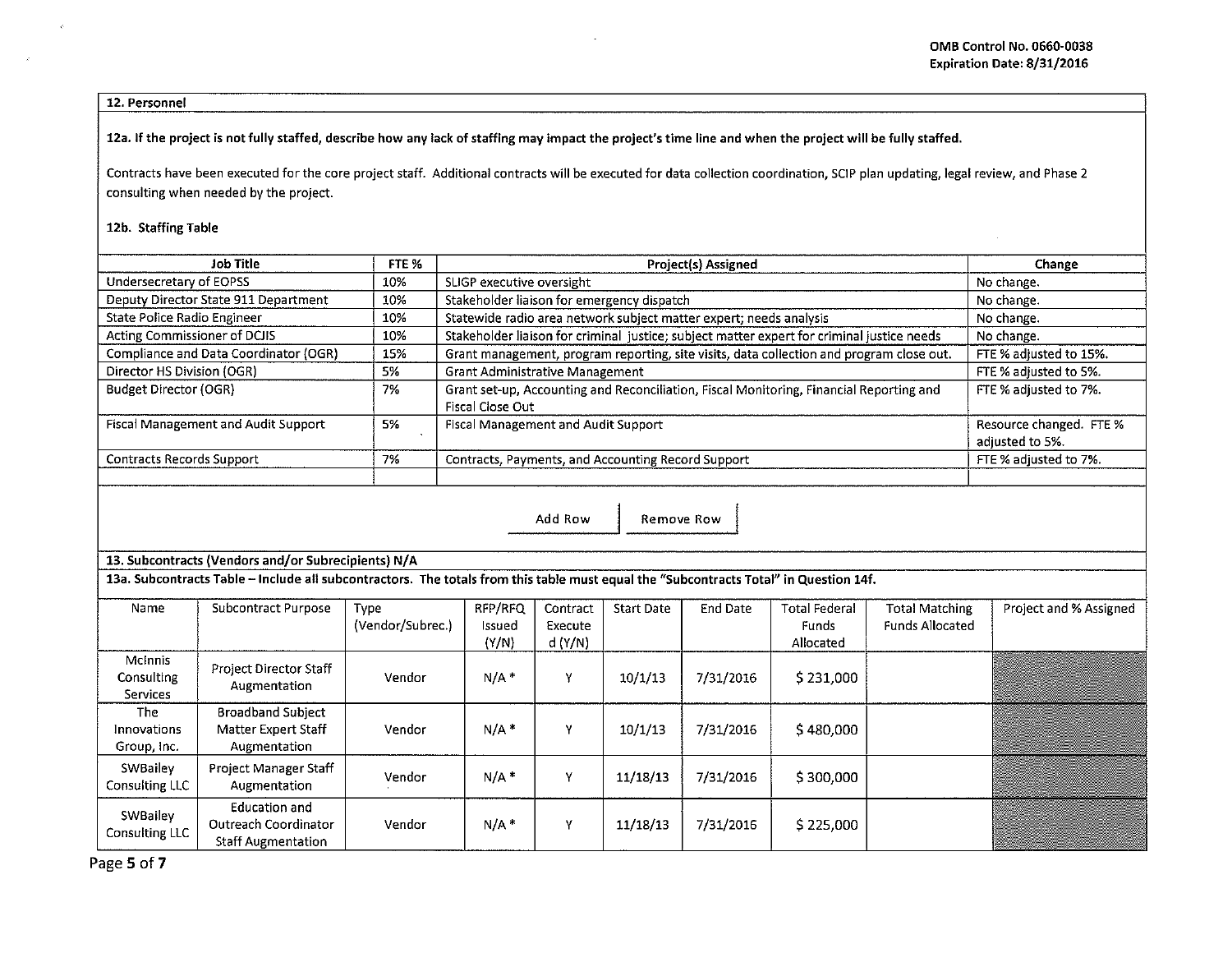**12. Personnel**

**12a. If the project is not fully staffed, describe how any lack of staffing may impact the project's time line and when the project will be fully staffed.**

Contracts have been executed for the core project staff. Additional contracts will be executed for data collection coordination, SCIP plan updating, legal review, and Phase 2 consulting when needed by the project.

**12b. Staffing Table**

| Job Title | FTE % | Project(s) Assigned | Change |
|---|---|---|---|
| Undersecretary of EOPSS | 10% | SLIGP executive oversight | No change. |
| Deputy Director State 911 Department | 10% | Stakeholder liaison for emergency dispatch | No change. |
| State Police Radio Engineer | 10% | Statewide radio area network subject matter expert; needs analysis | No change. |
| Acting Commissioner of DCJIS | 10% | Stakeholder liaison for criminal justice; subject matter expert for criminal justice needs | No change. |
| Compliance and Data Coordinator (OGR) | 15% | Grant management, program reporting, site visits, data collection and program close out. | FTE % adjusted to 15%. |
| Director HS Division (OGR) | 5% | Grant Administrative Management | FTE % adjusted to 5%. |
| Budget Director (OGR) | 7% | Grant set-up, Accounting and Reconciliation, Fiscal Monitoring, Financial Reporting and Fiscal Close Out | FTE % adjusted to 7%. |
| Fiscal Management and Audit Support | 5% | Fiscal Management and Audit Support | Resource changed. FTE % adjusted to 5%. |
| Contracts Records Support | 7% | Contracts, Payments, and Accounting Record Support | FTE % adjusted to 7%. |
| | | | |

Add Row | Remove Row

**13. Subcontracts (Vendors and/or Subrecipients) N/A**

**13a. Subcontracts Table – Include all subcontractors. The totals from this table must equal the "Subcontracts Total" in Question 14f.**

| Name | Subcontract Purpose | Type (Vendor/Subrec.) | RFP/RFQ Issued (Y/N) | Contract Executed (Y/N) | Start Date | End Date | Total Federal Funds Allocated | Total Matching Funds Allocated | Project and % Assigned |
|---|---|---|---|---|---|---|---|---|---|
| McInnis Consulting Services | Project Director Staff Augmentation | Vendor | N/A * | Y | 10/1/13 | 7/31/2016 | $ 231,000 | | |
| The Innovations Group, Inc. | Broadband Subject Matter Expert Staff Augmentation | Vendor | N/A * | Y | 10/1/13 | 7/31/2016 | $ 480,000 | | |
| SWBailey Consulting LLC | Project Manager Staff Augmentation | Vendor | N/A * | Y | 11/18/13 | 7/31/2016 | $ 300,000 | | |
| SWBailey Consulting LLC | Education and Outreach Coordinator Staff Augmentation | Vendor | N/A * | Y | 11/18/13 | 7/31/2016 | $ 225,000 | | |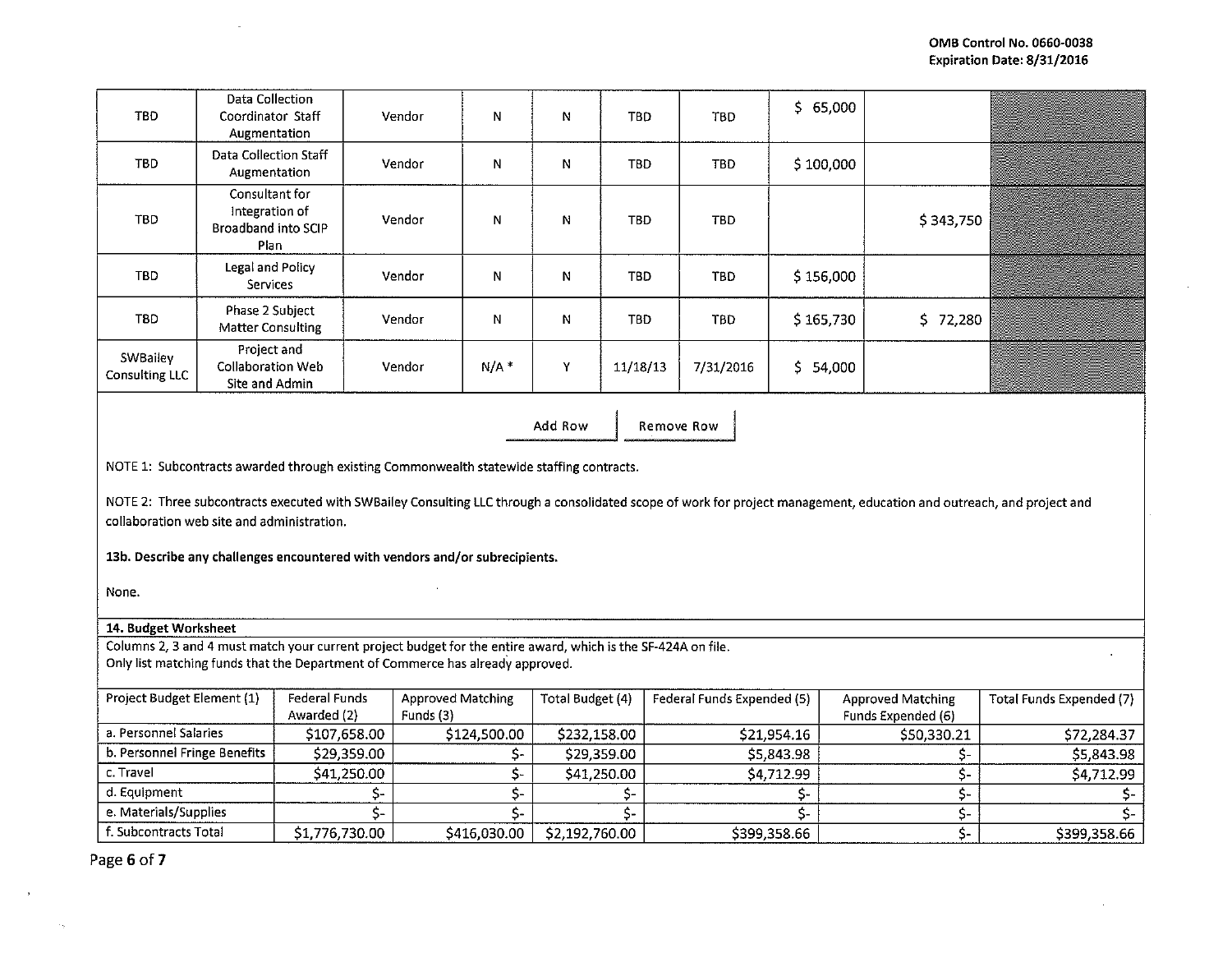OMB Control No. 0660-0038
Expiration Date: 8/31/2016

| | | | | | | | | | |
|---|---|---|---|---|---|---|---|---|---|
| TBD | Data Collection Coordinator Staff Augmentation | Vendor | N | N | TBD | TBD | $ 65,000 | | |
| TBD | Data Collection Staff Augmentation | Vendor | N | N | TBD | TBD | $ 100,000 | | |
| TBD | Consultant for Integration of Broadband into SCIP Plan | Vendor | N | N | TBD | TBD | | $ 343,750 | |
| TBD | Legal and Policy Services | Vendor | N | N | TBD | TBD | $ 156,000 | | |
| TBD | Phase 2 Subject Matter Consulting | Vendor | N | N | TBD | TBD | $ 165,730 | $ 72,280 | |
| SWBailey Consulting LLC | Project and Collaboration Web Site and Admin | Vendor | N/A * | Y | 11/18/13 | 7/31/2016 | $ 54,000 | | |

Add Row | Remove Row

NOTE 1: Subcontracts awarded through existing Commonwealth statewide staffing contracts.

NOTE 2: Three subcontracts executed with SWBailey Consulting LLC through a consolidated scope of work for project management, education and outreach, and project and collaboration web site and administration.

**13b. Describe any challenges encountered with vendors and/or subrecipients.**

None.

**14. Budget Worksheet**

Columns 2, 3 and 4 must match your current project budget for the entire award, which is the SF-424A on file.
Only list matching funds that the Department of Commerce has already approved.

| Project Budget Element (1) | Federal Funds Awarded (2) | Approved Matching Funds (3) | Total Budget (4) | Federal Funds Expended (5) | Approved Matching Funds Expended (6) | Total Funds Expended (7) |
|---|---|---|---|---|---|---|
| a. Personnel Salaries | $107,658.00 | $124,500.00 | $232,158.00 | $21,954.16 | $50,330.21 | $72,284.37 |
| b. Personnel Fringe Benefits | $29,359.00 | $- | $29,359.00 | $5,843.98 | $- | $5,843.98 |
| c. Travel | $41,250.00 | $- | $41,250.00 | $4,712.99 | $- | $4,712.99 |
| d. Equipment | $- | $- | $- | $- | $- | $- |
| e. Materials/Supplies | $- | $- | $- | $- | $- | $- |
| f. Subcontracts Total | $1,776,730.00 | $416,030.00 | $2,192,760.00 | $399,358.66 | $- | $399,358.66 |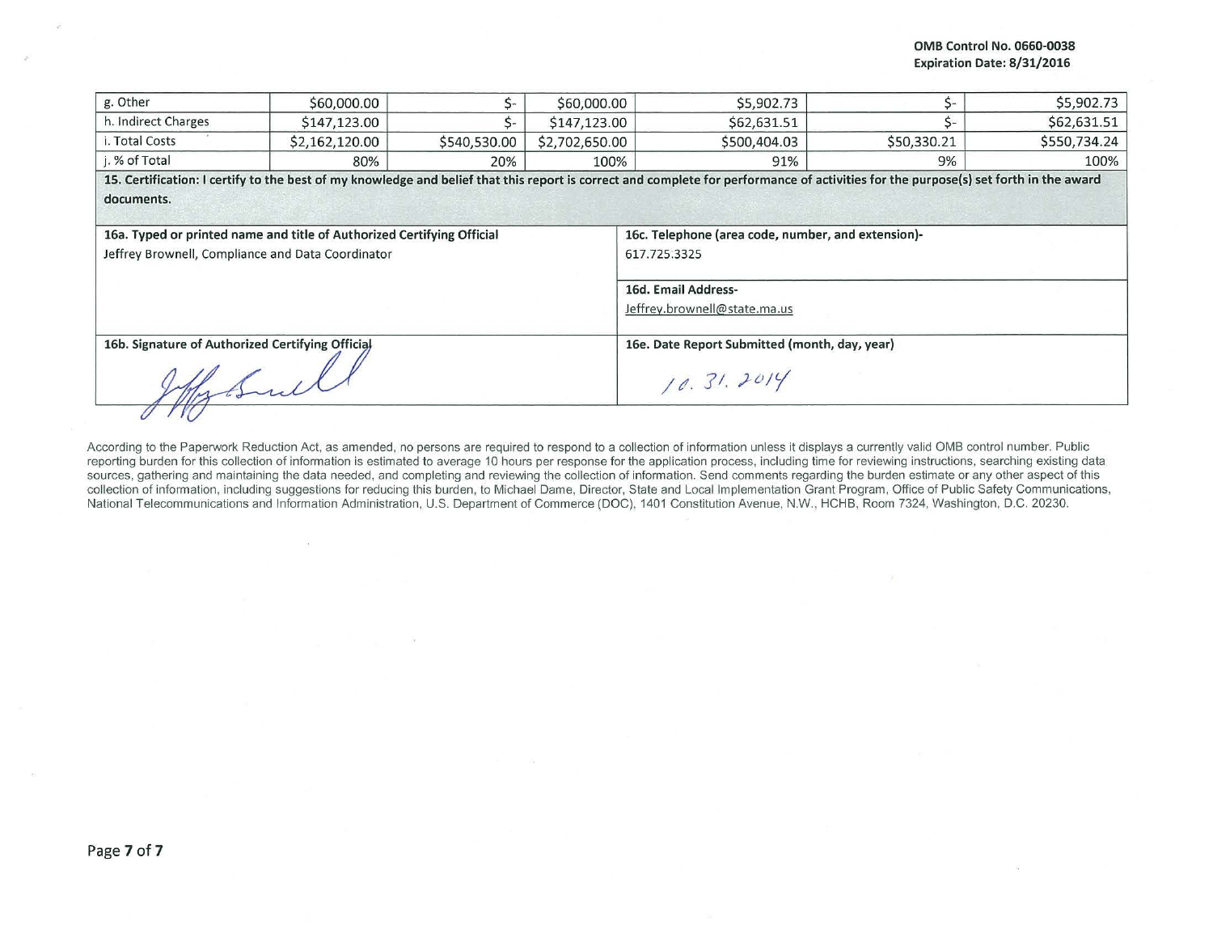OMB Control No. 0660-0038
Expiration Date: 8/31/2016

| | | | | | | |
|---|---|---|---|---|---|---|
| g. Other | $60,000.00 | $- | $60,000.00 | $5,902.73 | $- | $5,902.73 |
| h. Indirect Charges | $147,123.00 | $- | $147,123.00 | $62,631.51 | $- | $62,631.51 |
| i. Total Costs | $2,162,120.00 | $540,530.00 | $2,702,650.00 | $500,404.03 | $50,330.21 | $550,734.24 |
| j. % of Total | 80% | 20% | 100% | 91% | 9% | 100% |

**15. Certification: I certify to the best of my knowledge and belief that this report is correct and complete for performance of activities for the purpose(s) set forth in the award documents.**

| | |
|---|---|
| **16a. Typed or printed name and title of Authorized Certifying Official**<br>Jeffrey Brownell, Compliance and Data Coordinator | **16c. Telephone (area code, number, and extension)-**<br>617.725.3325 |
| | **16d. Email Address-**<br>Jeffrey.brownell@state.ma.us |
| **16b. Signature of Authorized Certifying Official**<br>Jeffrey Brownell | **16e. Date Report Submitted (month, day, year)**<br>10.31.2014 |

According to the Paperwork Reduction Act, as amended, no persons are required to respond to a collection of information unless it displays a currently valid OMB control number. Public reporting burden for this collection of information is estimated to average 10 hours per response for the application process, including time for reviewing instructions, searching existing data sources, gathering and maintaining the data needed, and completing and reviewing the collection of information. Send comments regarding the burden estimate or any other aspect of this collection of information, including suggestions for reducing this burden, to Michael Dame, Director, State and Local Implementation Grant Program, Office of Public Safety Communications, National Telecommunications and Information Administration, U.S. Department of Commerce (DOC), 1401 Constitution Avenue, N.W., HCHB, Room 7324, Washington, D.C. 20230.